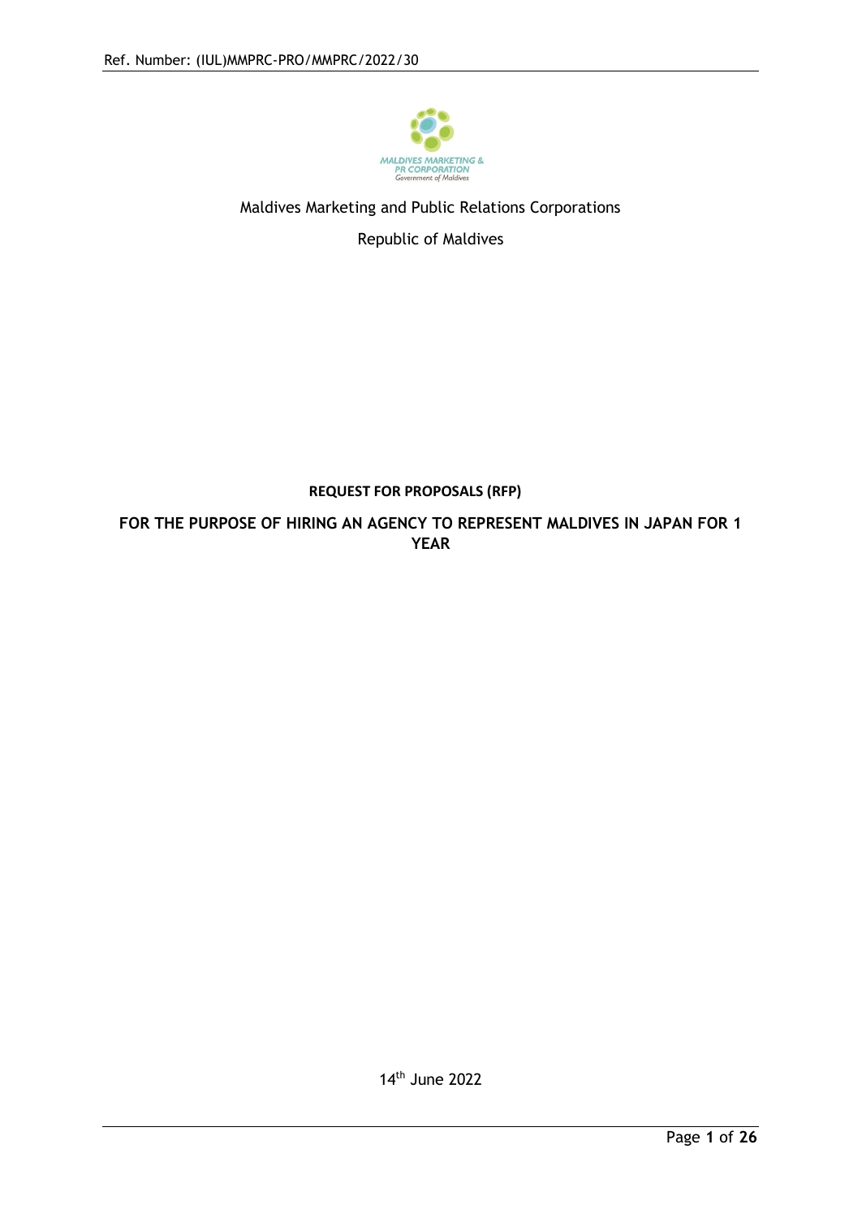Ref. Number: (IUL)MMPRC-PRO/MMPRC/2022/30

Maldives Marketing and Public Relations Corporations

Republic of Maldives

**REQUEST FOR PROPOSALS (RFP)**

**FOR THE PURPOSE OF HIRING AN AGENCY TO REPRESENT MALDIVES IN JAPAN FOR 1 YEAR**

14th June 2022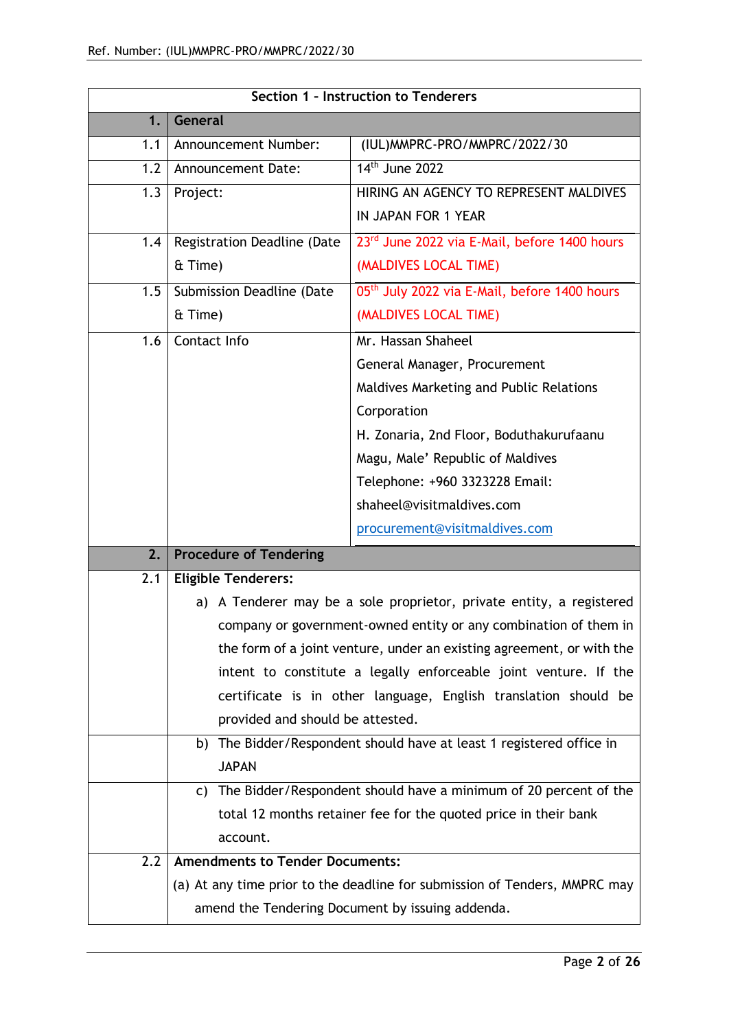| Section 1 – Instruction to Tenderers | | |
|---|---|---|
| **1.** | **General** | |
| 1.1 | Announcement Number: | (IUL)MMPRC-PRO/MMPRC/2022/30 |
| 1.2 | Announcement Date: | 14th June 2022 |
| 1.3 | Project: | HIRING AN AGENCY TO REPRESENT MALDIVES IN JAPAN FOR 1 YEAR |
| 1.4 | Registration Deadline (Date & Time) | 23rd June 2022 via E-Mail, before 1400 hours (MALDIVES LOCAL TIME) |
| 1.5 | Submission Deadline (Date & Time) | 05th July 2022 via E-Mail, before 1400 hours (MALDIVES LOCAL TIME) |
| 1.6 | Contact Info | Mr. Hassan Shaheel<br>General Manager, Procurement<br>Maldives Marketing and Public Relations Corporation<br>H. Zonaria, 2nd Floor, Boduthakurufaanu Magu, Male' Republic of Maldives<br>Telephone: +960 3323228 Email: shaheel@visitmaldives.com<br>procurement@visitmaldives.com |
| **2.** | **Procedure of Tendering** | |
| 2.1 | **Eligible Tenderers:**<br>a) A Tenderer may be a sole proprietor, private entity, a registered company or government-owned entity or any combination of them in the form of a joint venture, under an existing agreement, or with the intent to constitute a legally enforceable joint venture. If the certificate is in other language, English translation should be provided and should be attested. | |
| | b) The Bidder/Respondent should have at least 1 registered office in JAPAN | |
| | c) The Bidder/Respondent should have a minimum of 20 percent of the total 12 months retainer fee for the quoted price in their bank account. | |
| 2.2 | **Amendments to Tender Documents:**<br>(a) At any time prior to the deadline for submission of Tenders, MMPRC may amend the Tendering Document by issuing addenda. | |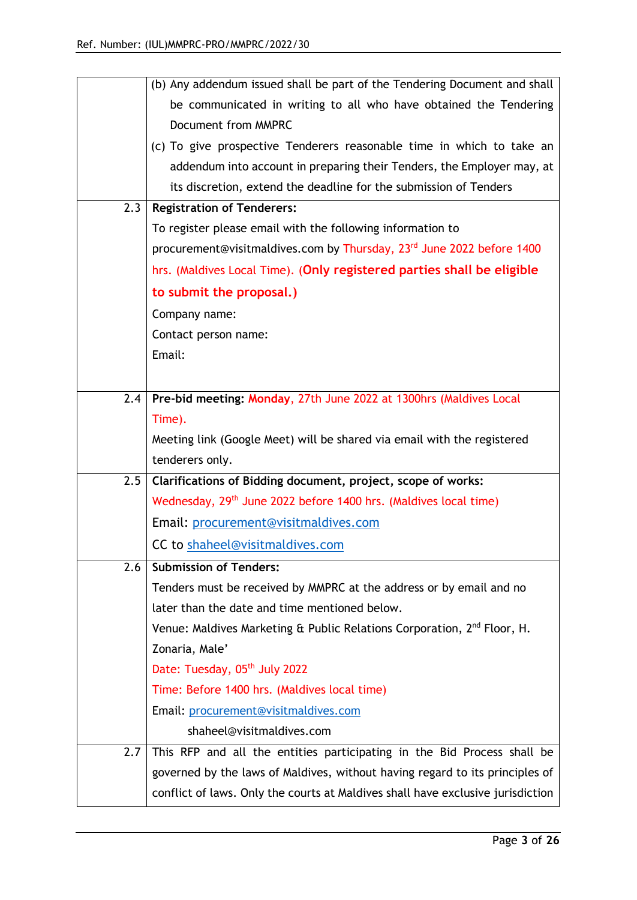| | |
|---|---|
| | (b) Any addendum issued shall be part of the Tendering Document and shall be communicated in writing to all who have obtained the Tendering Document from MMPRC<br>(c) To give prospective Tenderers reasonable time in which to take an addendum into account in preparing their Tenders, the Employer may, at its discretion, extend the deadline for the submission of Tenders |
| 2.3 | **Registration of Tenderers:**<br>To register please email with the following information to procurement@visitmaldives.com by Thursday, 23rd June 2022 before 1400 hrs. (Maldives Local Time). (**Only registered parties shall be eligible to submit the proposal.)**<br>Company name:<br>Contact person name:<br>Email: |
| 2.4 | **Pre-bid meeting: Monday**, 27th June 2022 at 1300hrs (Maldives Local Time).<br>Meeting link (Google Meet) will be shared via email with the registered tenderers only. |
| 2.5 | **Clarifications of Bidding document, project, scope of works:**<br>Wednesday, 29th June 2022 before 1400 hrs. (Maldives local time)<br>Email: procurement@visitmaldives.com<br>CC to shaheel@visitmaldives.com |
| 2.6 | **Submission of Tenders:**<br>Tenders must be received by MMPRC at the address or by email and no later than the date and time mentioned below.<br>Venue: Maldives Marketing & Public Relations Corporation, 2nd Floor, H. Zonaria, Male'<br>Date: Tuesday, 05th July 2022<br>Time: Before 1400 hrs. (Maldives local time)<br>Email: procurement@visitmaldives.com<br>shaheel@visitmaldives.com |
| 2.7 | This RFP and all the entities participating in the Bid Process shall be governed by the laws of Maldives, without having regard to its principles of conflict of laws. Only the courts at Maldives shall have exclusive jurisdiction |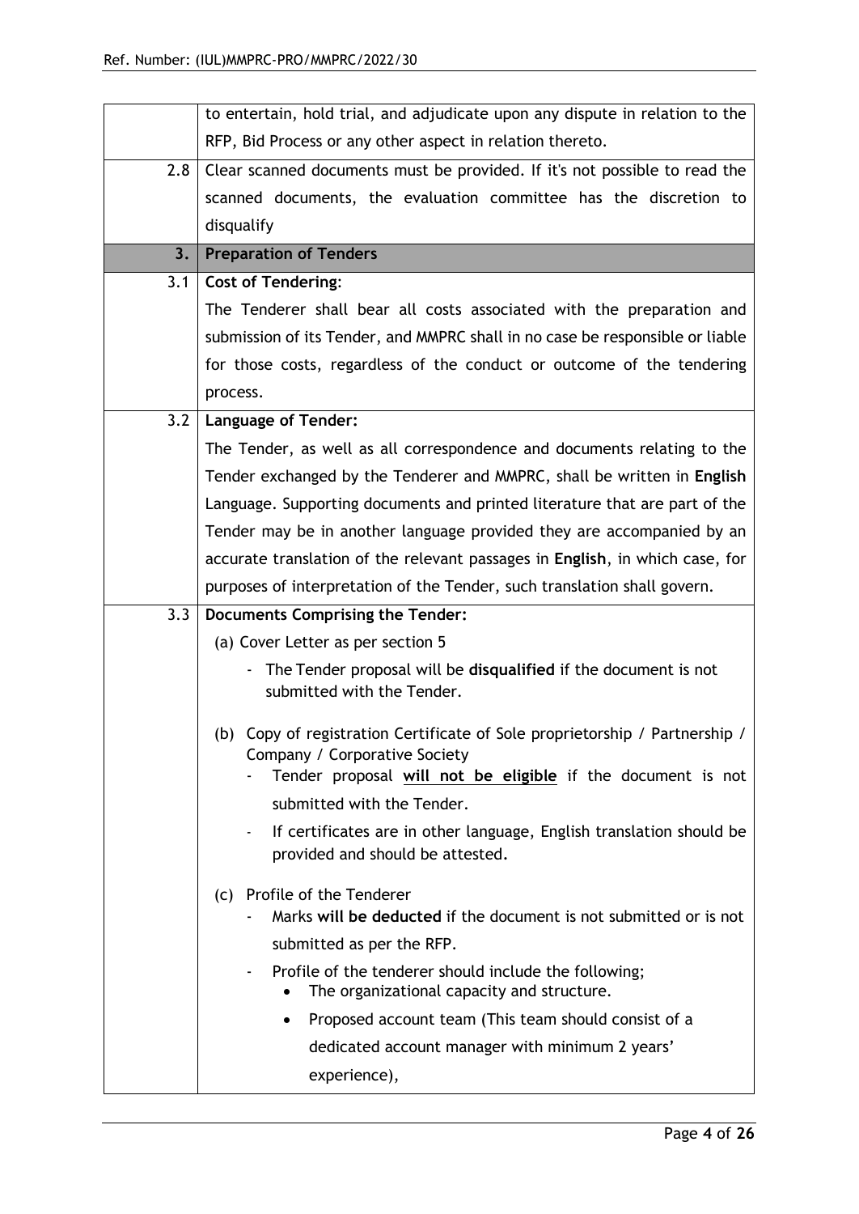| | |
|---|---|
| | to entertain, hold trial, and adjudicate upon any dispute in relation to the RFP, Bid Process or any other aspect in relation thereto. |
| 2.8 | Clear scanned documents must be provided. If it's not possible to read the scanned documents, the evaluation committee has the discretion to disqualify |
| **3.** | **Preparation of Tenders** |
| 3.1 | **Cost of Tendering**:<br>The Tenderer shall bear all costs associated with the preparation and submission of its Tender, and MMPRC shall in no case be responsible or liable for those costs, regardless of the conduct or outcome of the tendering process. |
| 3.2 | **Language of Tender:**<br>The Tender, as well as all correspondence and documents relating to the Tender exchanged by the Tenderer and MMPRC, shall be written in **English** Language. Supporting documents and printed literature that are part of the Tender may be in another language provided they are accompanied by an accurate translation of the relevant passages in **English**, in which case, for purposes of interpretation of the Tender, such translation shall govern. |
| 3.3 | **Documents Comprising the Tender:**<br>(a) Cover Letter as per section 5<br>- The Tender proposal will be **disqualified** if the document is not submitted with the Tender.<br><br>(b) Copy of registration Certificate of Sole proprietorship / Partnership / Company / Corporative Society<br>- Tender proposal **<u>will not be eligible</u>** if the document is not submitted with the Tender.<br>- If certificates are in other language, English translation should be provided and should be attested.<br><br>(c) Profile of the Tenderer<br>- Marks **will be deducted** if the document is not submitted or is not submitted as per the RFP.<br>- Profile of the tenderer should include the following;<br>• The organizational capacity and structure.<br>• Proposed account team (This team should consist of a dedicated account manager with minimum 2 years' experience), |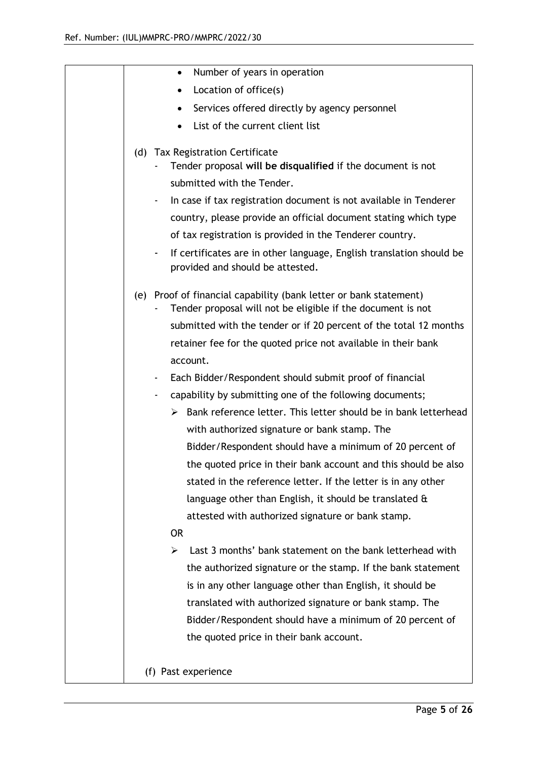- Number of years in operation
- Location of office(s)
- Services offered directly by agency personnel
- List of the current client list

(d) Tax Registration Certificate

- Tender proposal **will be disqualified** if the document is not submitted with the Tender.
- In case if tax registration document is not available in Tenderer country, please provide an official document stating which type of tax registration is provided in the Tenderer country.
- If certificates are in other language, English translation should be provided and should be attested.

(e) Proof of financial capability (bank letter or bank statement)

- Tender proposal will not be eligible if the document is not submitted with the tender or if 20 percent of the total 12 months retainer fee for the quoted price not available in their bank account.
- Each Bidder/Respondent should submit proof of financial
- capability by submitting one of the following documents;
  - Bank reference letter. This letter should be in bank letterhead with authorized signature or bank stamp. The Bidder/Respondent should have a minimum of 20 percent of the quoted price in their bank account and this should be also stated in the reference letter. If the letter is in any other language other than English, it should be translated & attested with authorized signature or bank stamp.

  OR

  - Last 3 months' bank statement on the bank letterhead with the authorized signature or the stamp. If the bank statement is in any other language other than English, it should be translated with authorized signature or bank stamp. The Bidder/Respondent should have a minimum of 20 percent of the quoted price in their bank account.

(f) Past experience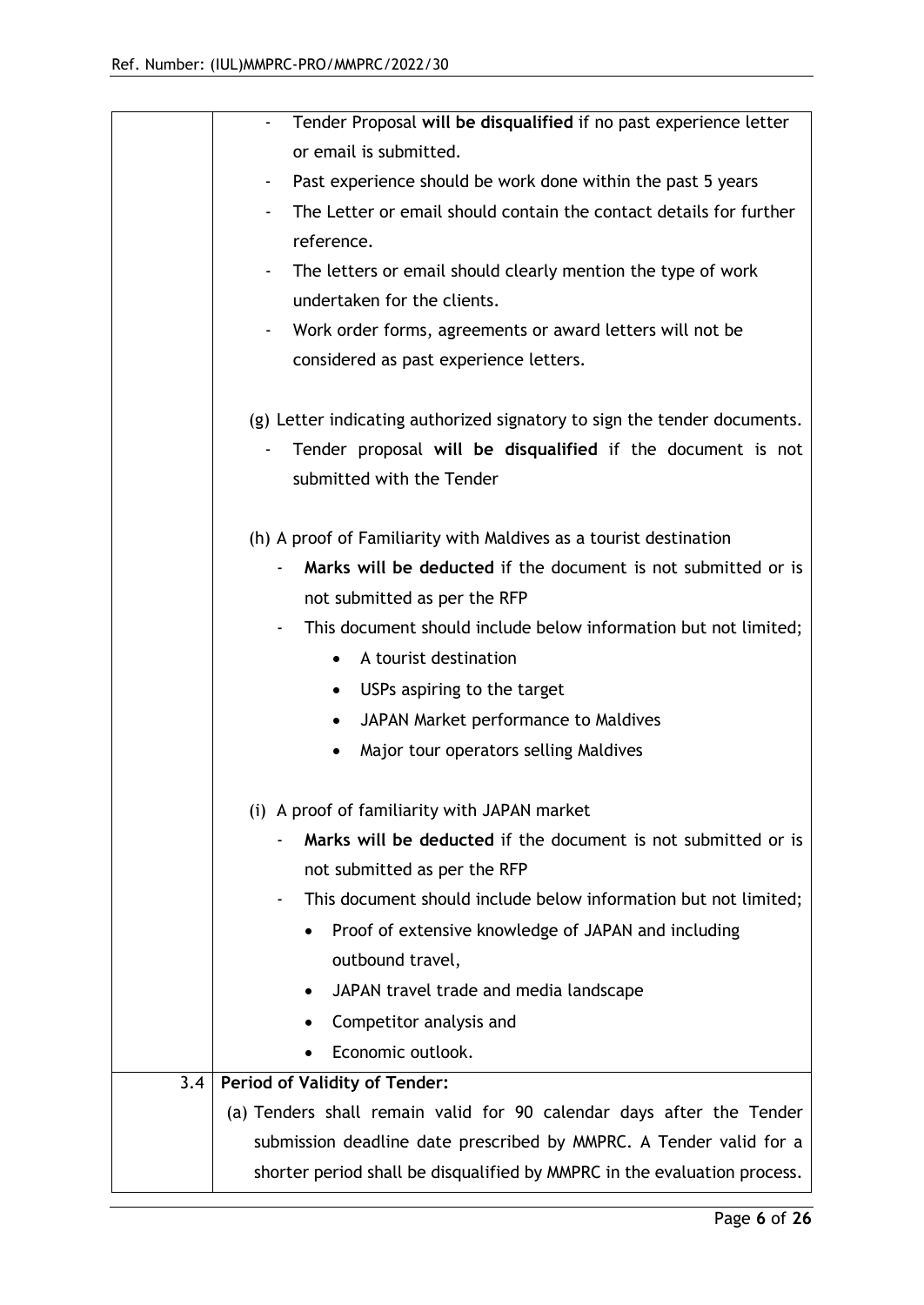| | |
|---|---|
| | - Tender Proposal **will be disqualified** if no past experience letter or email is submitted.<br>- Past experience should be work done within the past 5 years<br>- The Letter or email should contain the contact details for further reference.<br>- The letters or email should clearly mention the type of work undertaken for the clients.<br>- Work order forms, agreements or award letters will not be considered as past experience letters.<br><br>(g) Letter indicating authorized signatory to sign the tender documents.<br>- Tender proposal **will be disqualified** if the document is not submitted with the Tender<br><br>(h) A proof of Familiarity with Maldives as a tourist destination<br>- **Marks will be deducted** if the document is not submitted or is not submitted as per the RFP<br>- This document should include below information but not limited;<br>  • A tourist destination<br>  • USPs aspiring to the target<br>  • JAPAN Market performance to Maldives<br>  • Major tour operators selling Maldives<br><br>(i) A proof of familiarity with JAPAN market<br>- **Marks will be deducted** if the document is not submitted or is not submitted as per the RFP<br>- This document should include below information but not limited;<br>  • Proof of extensive knowledge of JAPAN and including outbound travel,<br>  • JAPAN travel trade and media landscape<br>  • Competitor analysis and<br>  • Economic outlook. |
| 3.4 | **Period of Validity of Tender:**<br>(a) Tenders shall remain valid for 90 calendar days after the Tender submission deadline date prescribed by MMPRC. A Tender valid for a shorter period shall be disqualified by MMPRC in the evaluation process. |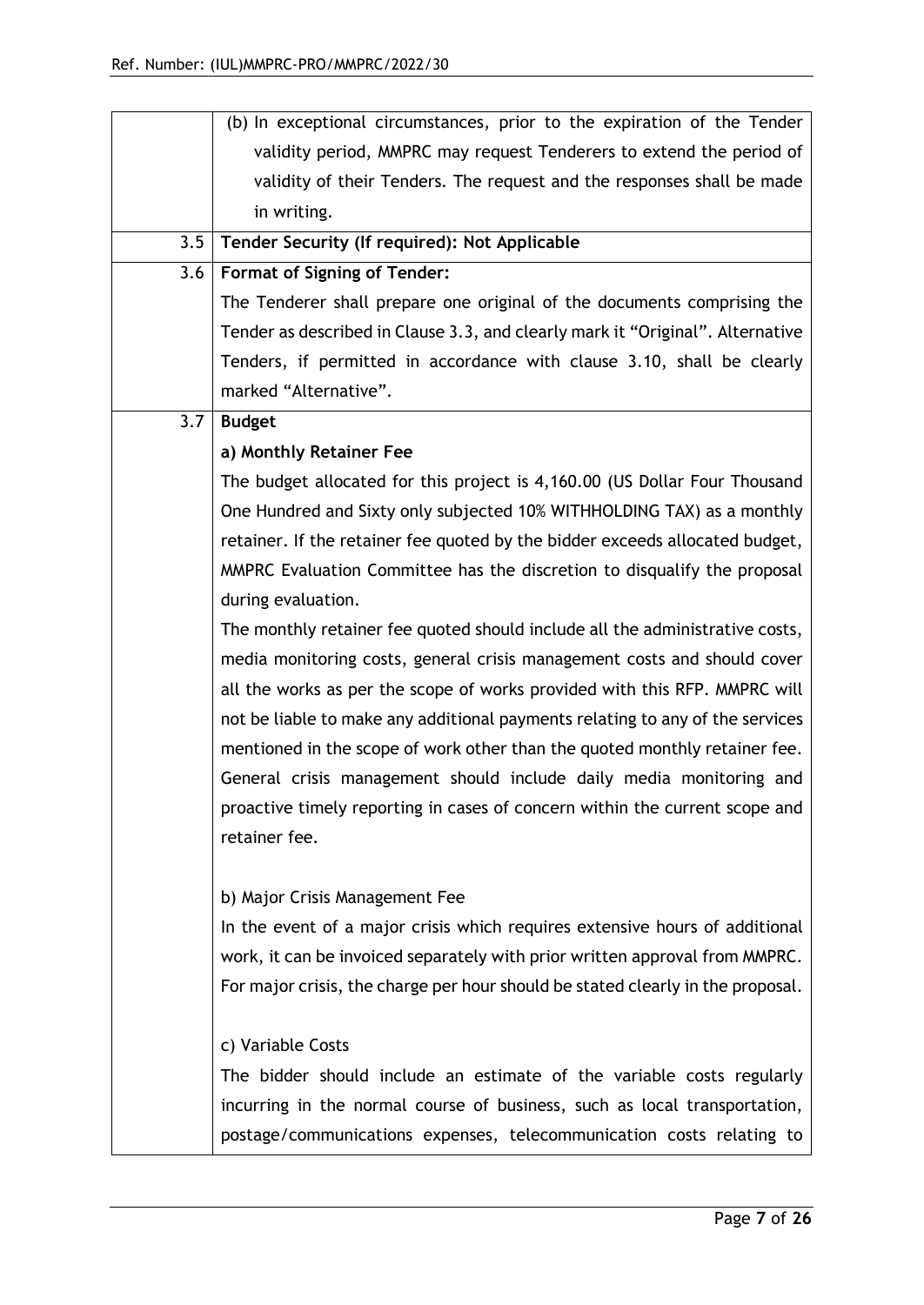| | |
|---|---|
| | (b) In exceptional circumstances, prior to the expiration of the Tender validity period, MMPRC may request Tenderers to extend the period of validity of their Tenders. The request and the responses shall be made in writing. |
| 3.5 | **Tender Security (If required): Not Applicable** |
| 3.6 | **Format of Signing of Tender:**<br>The Tenderer shall prepare one original of the documents comprising the Tender as described in Clause 3.3, and clearly mark it "Original". Alternative Tenders, if permitted in accordance with clause 3.10, shall be clearly marked "Alternative". |
| 3.7 | **Budget**<br>**a) Monthly Retainer Fee**<br>The budget allocated for this project is 4,160.00 (US Dollar Four Thousand One Hundred and Sixty only subjected 10% WITHHOLDING TAX) as a monthly retainer. If the retainer fee quoted by the bidder exceeds allocated budget, MMPRC Evaluation Committee has the discretion to disqualify the proposal during evaluation.<br>The monthly retainer fee quoted should include all the administrative costs, media monitoring costs, general crisis management costs and should cover all the works as per the scope of works provided with this RFP. MMPRC will not be liable to make any additional payments relating to any of the services mentioned in the scope of work other than the quoted monthly retainer fee. General crisis management should include daily media monitoring and proactive timely reporting in cases of concern within the current scope and retainer fee.<br><br>b) Major Crisis Management Fee<br>In the event of a major crisis which requires extensive hours of additional work, it can be invoiced separately with prior written approval from MMPRC. For major crisis, the charge per hour should be stated clearly in the proposal.<br><br>c) Variable Costs<br>The bidder should include an estimate of the variable costs regularly incurring in the normal course of business, such as local transportation, postage/communications expenses, telecommunication costs relating to |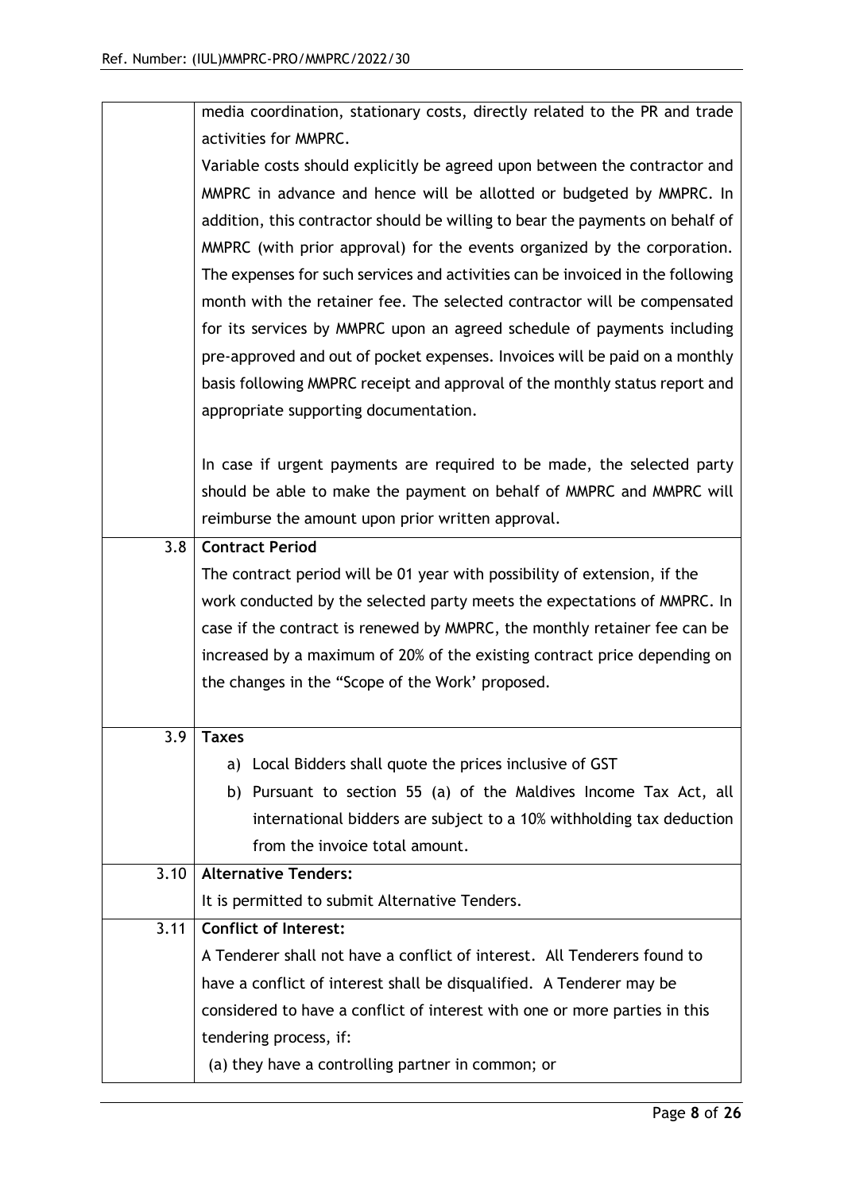| | |
|---|---|
| | media coordination, stationary costs, directly related to the PR and trade activities for MMPRC.<br>Variable costs should explicitly be agreed upon between the contractor and MMPRC in advance and hence will be allotted or budgeted by MMPRC. In addition, this contractor should be willing to bear the payments on behalf of MMPRC (with prior approval) for the events organized by the corporation. The expenses for such services and activities can be invoiced in the following month with the retainer fee. The selected contractor will be compensated for its services by MMPRC upon an agreed schedule of payments including pre-approved and out of pocket expenses. Invoices will be paid on a monthly basis following MMPRC receipt and approval of the monthly status report and appropriate supporting documentation.<br><br>In case if urgent payments are required to be made, the selected party should be able to make the payment on behalf of MMPRC and MMPRC will reimburse the amount upon prior written approval. |
| 3.8 | **Contract Period**<br>The contract period will be 01 year with possibility of extension, if the work conducted by the selected party meets the expectations of MMPRC. In case if the contract is renewed by MMPRC, the monthly retainer fee can be increased by a maximum of 20% of the existing contract price depending on the changes in the "Scope of the Work' proposed. |
| 3.9 | **Taxes**<br>a) Local Bidders shall quote the prices inclusive of GST<br>b) Pursuant to section 55 (a) of the Maldives Income Tax Act, all international bidders are subject to a 10% withholding tax deduction from the invoice total amount. |
| 3.10 | **Alternative Tenders:**<br>It is permitted to submit Alternative Tenders. |
| 3.11 | **Conflict of Interest:**<br>A Tenderer shall not have a conflict of interest. All Tenderers found to have a conflict of interest shall be disqualified. A Tenderer may be considered to have a conflict of interest with one or more parties in this tendering process, if:<br>(a) they have a controlling partner in common; or |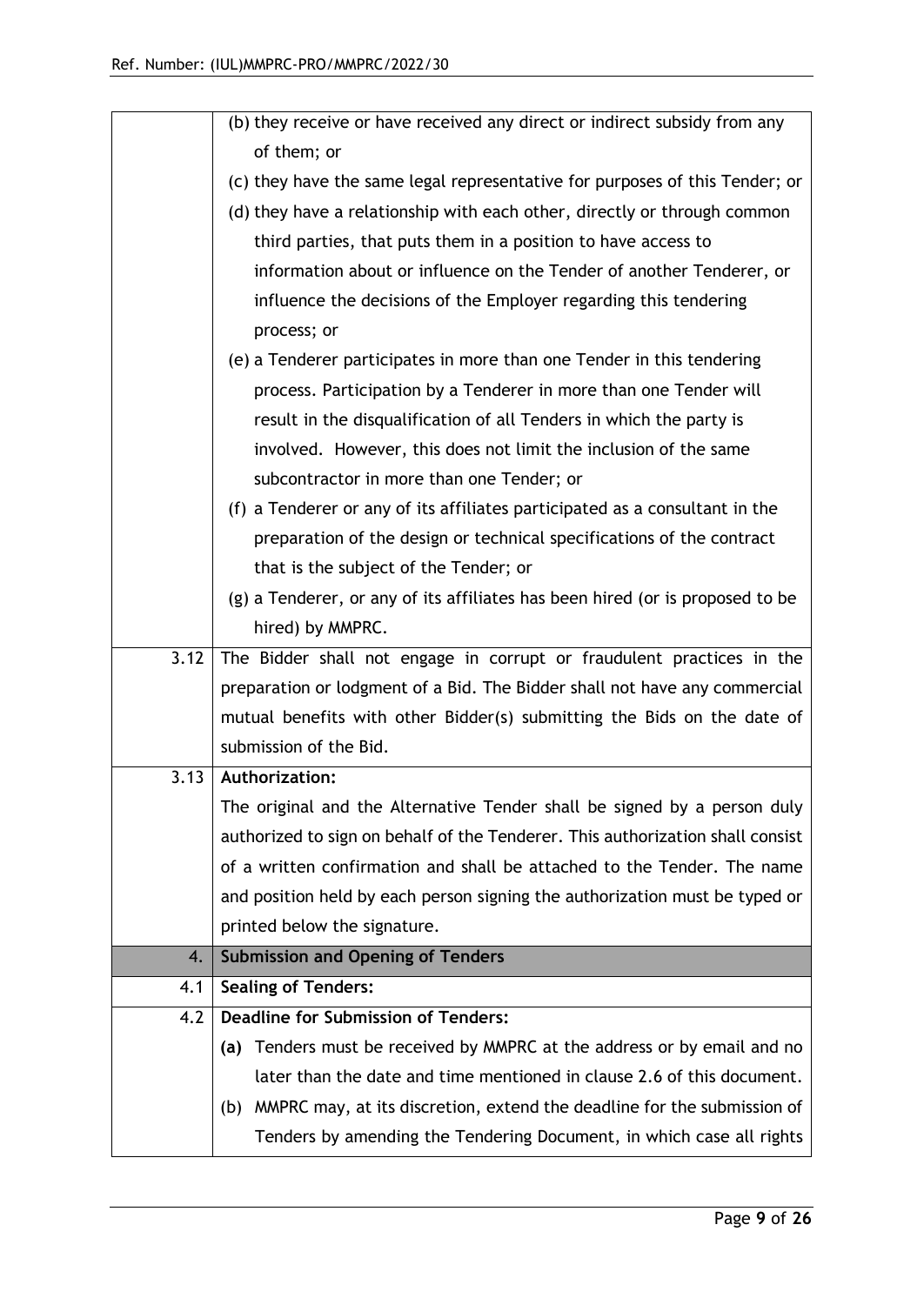| | |
|---|---|
| | (b) they receive or have received any direct or indirect subsidy from any of them; or<br>(c) they have the same legal representative for purposes of this Tender; or<br>(d) they have a relationship with each other, directly or through common third parties, that puts them in a position to have access to information about or influence on the Tender of another Tenderer, or influence the decisions of the Employer regarding this tendering process; or<br>(e) a Tenderer participates in more than one Tender in this tendering process. Participation by a Tenderer in more than one Tender will result in the disqualification of all Tenders in which the party is involved. However, this does not limit the inclusion of the same subcontractor in more than one Tender; or<br>(f) a Tenderer or any of its affiliates participated as a consultant in the preparation of the design or technical specifications of the contract that is the subject of the Tender; or<br>(g) a Tenderer, or any of its affiliates has been hired (or is proposed to be hired) by MMPRC. |
| 3.12 | The Bidder shall not engage in corrupt or fraudulent practices in the preparation or lodgment of a Bid. The Bidder shall not have any commercial mutual benefits with other Bidder(s) submitting the Bids on the date of submission of the Bid. |
| 3.13 | **Authorization:**<br>The original and the Alternative Tender shall be signed by a person duly authorized to sign on behalf of the Tenderer. This authorization shall consist of a written confirmation and shall be attached to the Tender. The name and position held by each person signing the authorization must be typed or printed below the signature. |
| 4. | **Submission and Opening of Tenders** |
| 4.1 | **Sealing of Tenders:** |
| 4.2 | **Deadline for Submission of Tenders:**<br>**(a)** Tenders must be received by MMPRC at the address or by email and no later than the date and time mentioned in clause 2.6 of this document.<br>(b) MMPRC may, at its discretion, extend the deadline for the submission of Tenders by amending the Tendering Document, in which case all rights |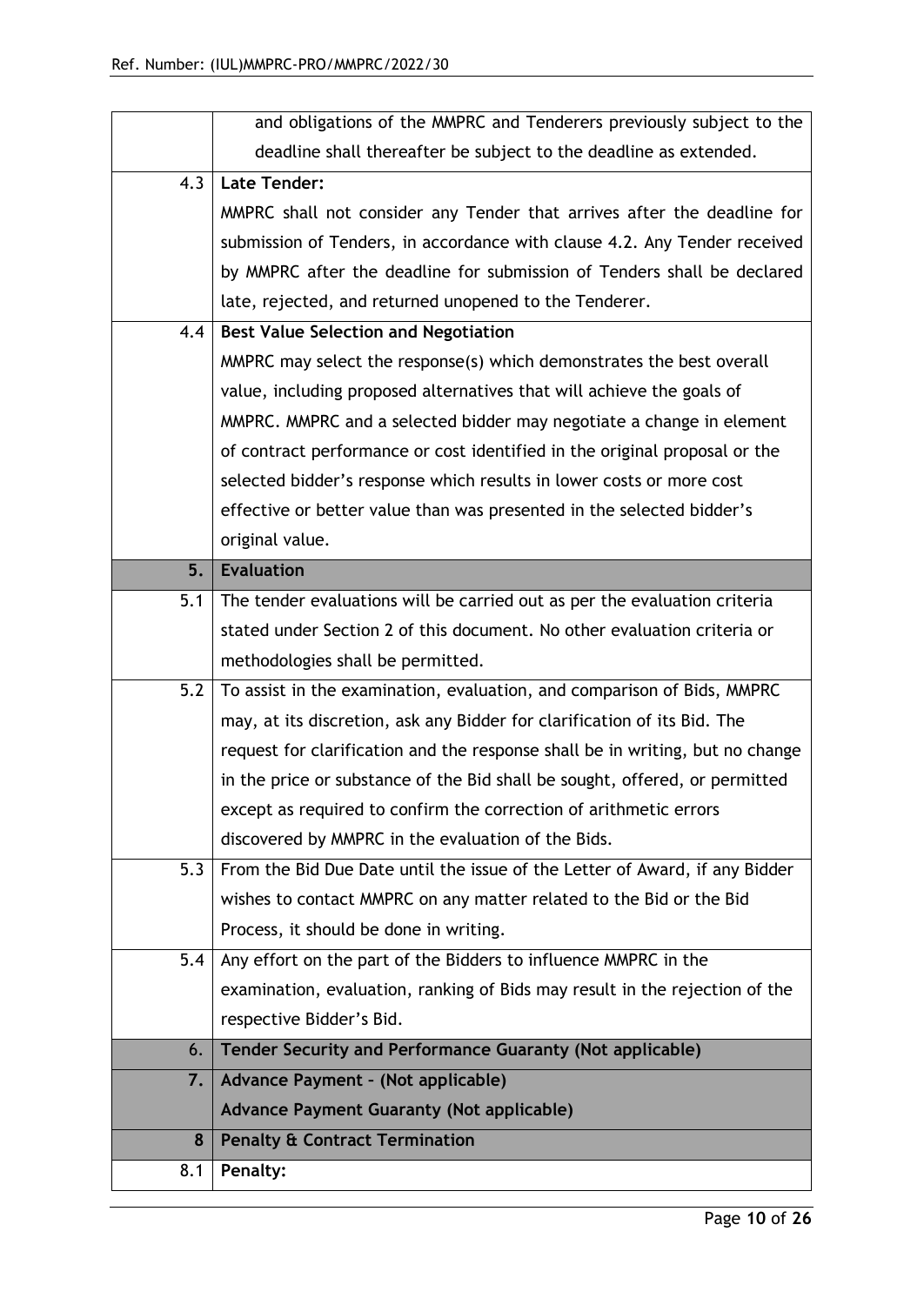| | |
|---|---|
| | and obligations of the MMPRC and Tenderers previously subject to the deadline shall thereafter be subject to the deadline as extended. |
| 4.3 | **Late Tender:**<br>MMPRC shall not consider any Tender that arrives after the deadline for submission of Tenders, in accordance with clause 4.2. Any Tender received by MMPRC after the deadline for submission of Tenders shall be declared late, rejected, and returned unopened to the Tenderer. |
| 4.4 | **Best Value Selection and Negotiation**<br>MMPRC may select the response(s) which demonstrates the best overall value, including proposed alternatives that will achieve the goals of MMPRC. MMPRC and a selected bidder may negotiate a change in element of contract performance or cost identified in the original proposal or the selected bidder's response which results in lower costs or more cost effective or better value than was presented in the selected bidder's original value. |
| **5.** | **Evaluation** |
| 5.1 | The tender evaluations will be carried out as per the evaluation criteria stated under Section 2 of this document. No other evaluation criteria or methodologies shall be permitted. |
| 5.2 | To assist in the examination, evaluation, and comparison of Bids, MMPRC may, at its discretion, ask any Bidder for clarification of its Bid. The request for clarification and the response shall be in writing, but no change in the price or substance of the Bid shall be sought, offered, or permitted except as required to confirm the correction of arithmetic errors discovered by MMPRC in the evaluation of the Bids. |
| 5.3 | From the Bid Due Date until the issue of the Letter of Award, if any Bidder wishes to contact MMPRC on any matter related to the Bid or the Bid Process, it should be done in writing. |
| 5.4 | Any effort on the part of the Bidders to influence MMPRC in the examination, evaluation, ranking of Bids may result in the rejection of the respective Bidder's Bid. |
| **6.** | **Tender Security and Performance Guaranty (Not applicable)** |
| **7.** | **Advance Payment – (Not applicable)**<br>**Advance Payment Guaranty (Not applicable)** |
| **8** | **Penalty & Contract Termination** |
| 8.1 | **Penalty:** |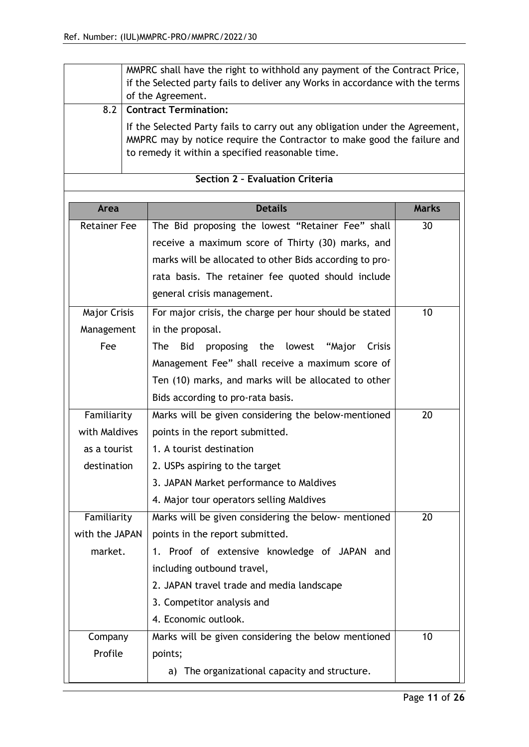| | |
|---|---|
| | MMPRC shall have the right to withhold any payment of the Contract Price, if the Selected party fails to deliver any Works in accordance with the terms of the Agreement. |
| 8.2 | **Contract Termination:**<br><br>If the Selected Party fails to carry out any obligation under the Agreement, MMPRC may by notice require the Contractor to make good the failure and to remedy it within a specified reasonable time. |

## Section 2 – Evaluation Criteria

| Area | Details | Marks |
|---|---|---|
| Retainer Fee | The Bid proposing the lowest "Retainer Fee" shall receive a maximum score of Thirty (30) marks, and marks will be allocated to other Bids according to pro-rata basis. The retainer fee quoted should include general crisis management. | 30 |
| Major Crisis Management Fee | For major crisis, the charge per hour should be stated in the proposal.<br>The Bid proposing the lowest "Major Crisis Management Fee" shall receive a maximum score of Ten (10) marks, and marks will be allocated to other Bids according to pro-rata basis. | 10 |
| Familiarity with Maldives as a tourist destination | Marks will be given considering the below-mentioned points in the report submitted.<br>1. A tourist destination<br>2. USPs aspiring to the target<br>3. JAPAN Market performance to Maldives<br>4. Major tour operators selling Maldives | 20 |
| Familiarity with the JAPAN market. | Marks will be given considering the below- mentioned points in the report submitted.<br>1. Proof of extensive knowledge of JAPAN and including outbound travel,<br>2. JAPAN travel trade and media landscape<br>3. Competitor analysis and<br>4. Economic outlook. | 20 |
| Company Profile | Marks will be given considering the below mentioned points;<br>a) The organizational capacity and structure. | 10 |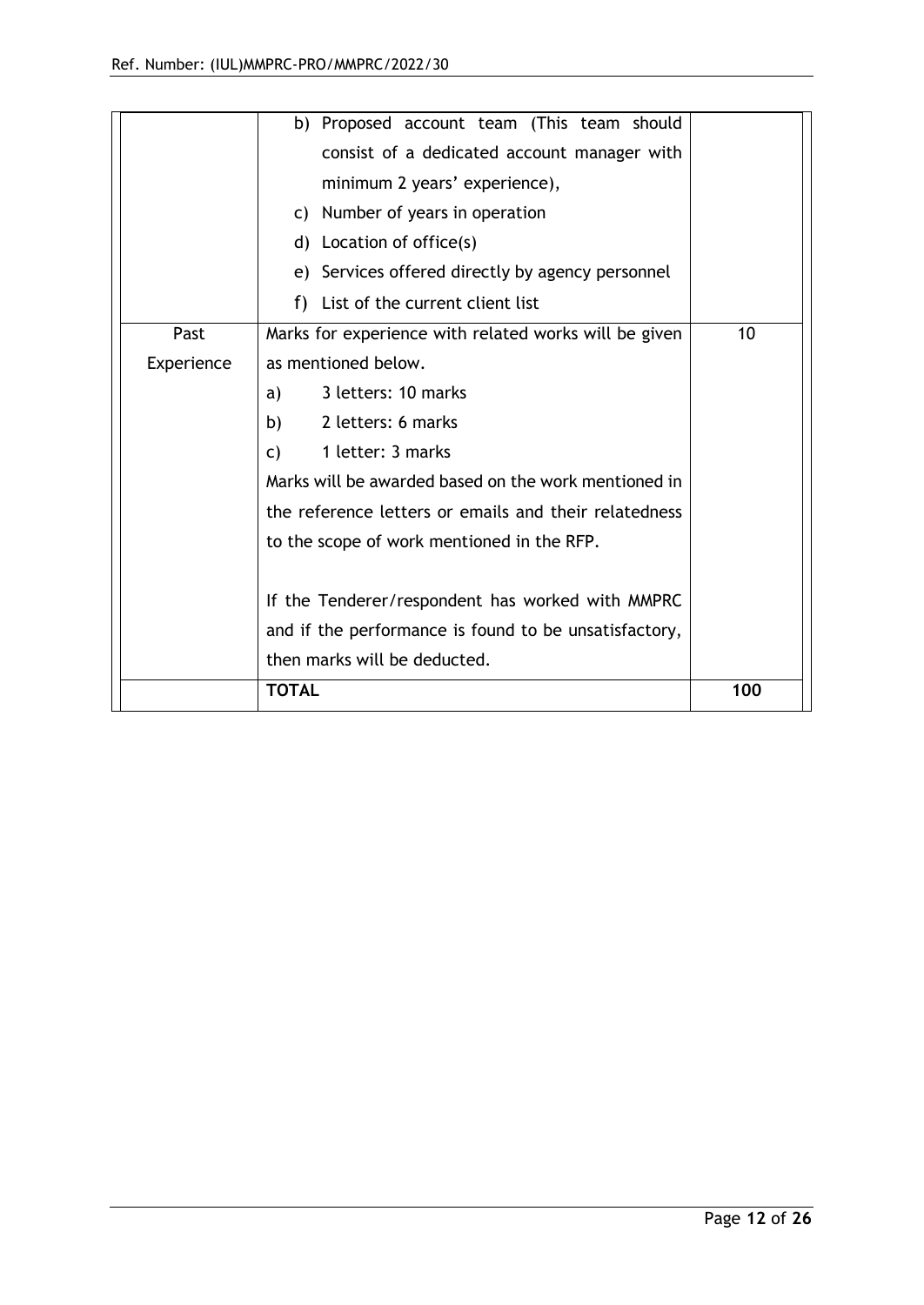| | | |
|---|---|---|
| | b) Proposed account team (This team should consist of a dedicated account manager with minimum 2 years' experience),<br>c) Number of years in operation<br>d) Location of office(s)<br>e) Services offered directly by agency personnel<br>f) List of the current client list | |
| Past Experience | Marks for experience with related works will be given as mentioned below.<br>a) 3 letters: 10 marks<br>b) 2 letters: 6 marks<br>c) 1 letter: 3 marks<br>Marks will be awarded based on the work mentioned in the reference letters or emails and their relatedness to the scope of work mentioned in the RFP.<br><br>If the Tenderer/respondent has worked with MMPRC and if the performance is found to be unsatisfactory, then marks will be deducted. | 10 |
| | **TOTAL** | **100** |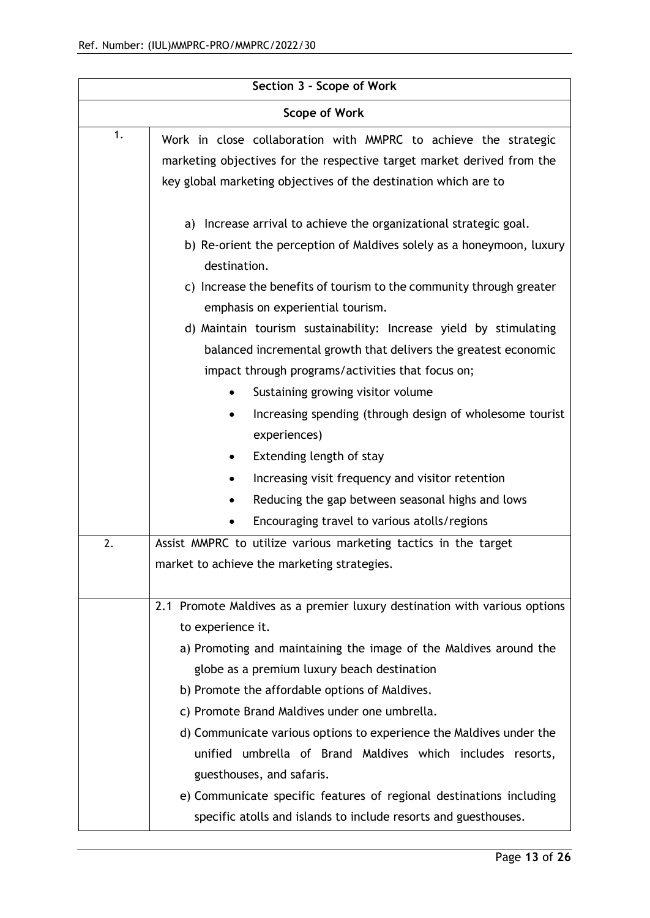| Section 3 – Scope of Work | |
|---|---|
| **Scope of Work** | |
| 1. | Work in close collaboration with MMPRC to achieve the strategic marketing objectives for the respective target market derived from the key global marketing objectives of the destination which are to<br><br>a) Increase arrival to achieve the organizational strategic goal.<br>b) Re-orient the perception of Maldives solely as a honeymoon, luxury destination.<br>c) Increase the benefits of tourism to the community through greater emphasis on experiential tourism.<br>d) Maintain tourism sustainability: Increase yield by stimulating balanced incremental growth that delivers the greatest economic impact through programs/activities that focus on;<br>• Sustaining growing visitor volume<br>• Increasing spending (through design of wholesome tourist experiences)<br>• Extending length of stay<br>• Increasing visit frequency and visitor retention<br>• Reducing the gap between seasonal highs and lows<br>• Encouraging travel to various atolls/regions |
| 2. | Assist MMPRC to utilize various marketing tactics in the target market to achieve the marketing strategies. |
| | 2.1 Promote Maldives as a premier luxury destination with various options to experience it.<br>a) Promoting and maintaining the image of the Maldives around the globe as a premium luxury beach destination<br>b) Promote the affordable options of Maldives.<br>c) Promote Brand Maldives under one umbrella.<br>d) Communicate various options to experience the Maldives under the unified umbrella of Brand Maldives which includes resorts, guesthouses, and safaris.<br>e) Communicate specific features of regional destinations including specific atolls and islands to include resorts and guesthouses. |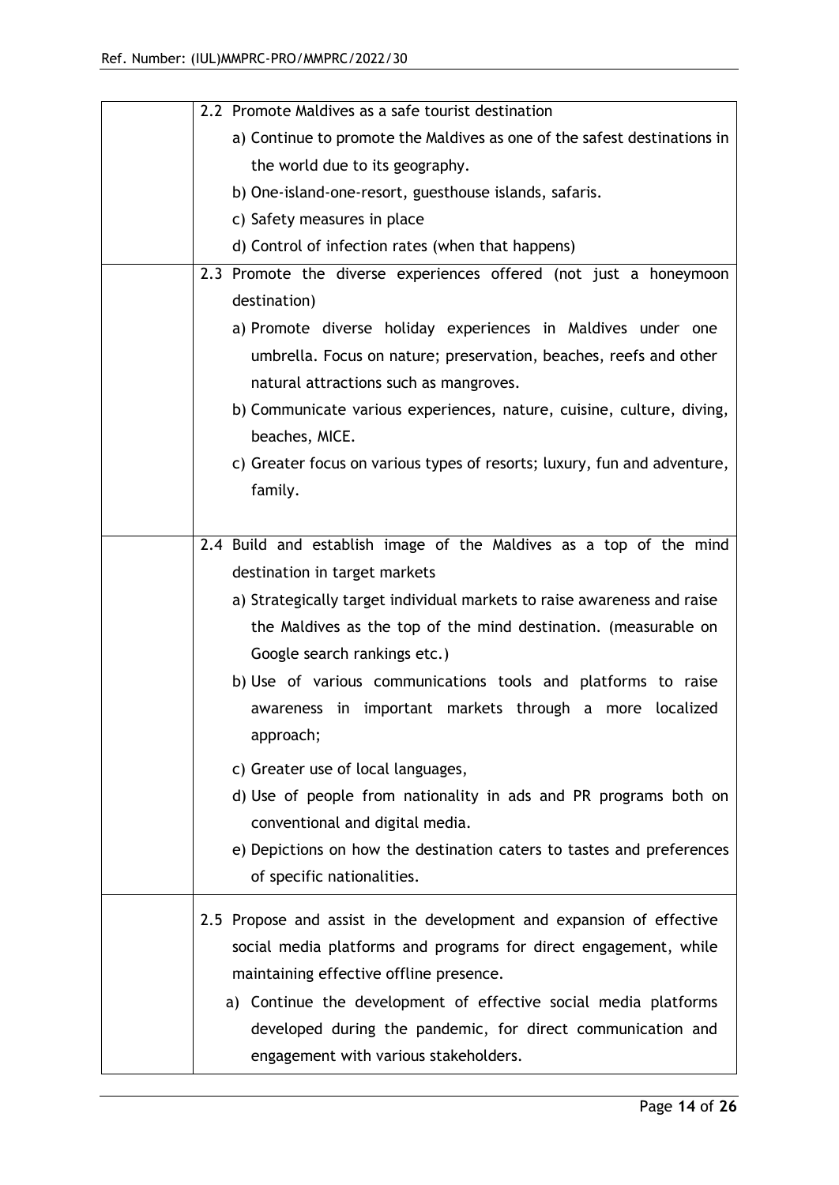| | |
|---|---|
| | 2.2 Promote Maldives as a safe tourist destination<br>a) Continue to promote the Maldives as one of the safest destinations in the world due to its geography.<br>b) One-island-one-resort, guesthouse islands, safaris.<br>c) Safety measures in place<br>d) Control of infection rates (when that happens) |
| | 2.3 Promote the diverse experiences offered (not just a honeymoon destination)<br>a) Promote diverse holiday experiences in Maldives under one umbrella. Focus on nature; preservation, beaches, reefs and other natural attractions such as mangroves.<br>b) Communicate various experiences, nature, cuisine, culture, diving, beaches, MICE.<br>c) Greater focus on various types of resorts; luxury, fun and adventure, family. |
| | 2.4 Build and establish image of the Maldives as a top of the mind destination in target markets<br>a) Strategically target individual markets to raise awareness and raise the Maldives as the top of the mind destination. (measurable on Google search rankings etc.)<br>b) Use of various communications tools and platforms to raise awareness in important markets through a more localized approach;<br>c) Greater use of local languages,<br>d) Use of people from nationality in ads and PR programs both on conventional and digital media.<br>e) Depictions on how the destination caters to tastes and preferences of specific nationalities. |
| | 2.5 Propose and assist in the development and expansion of effective social media platforms and programs for direct engagement, while maintaining effective offline presence.<br>a) Continue the development of effective social media platforms developed during the pandemic, for direct communication and engagement with various stakeholders. |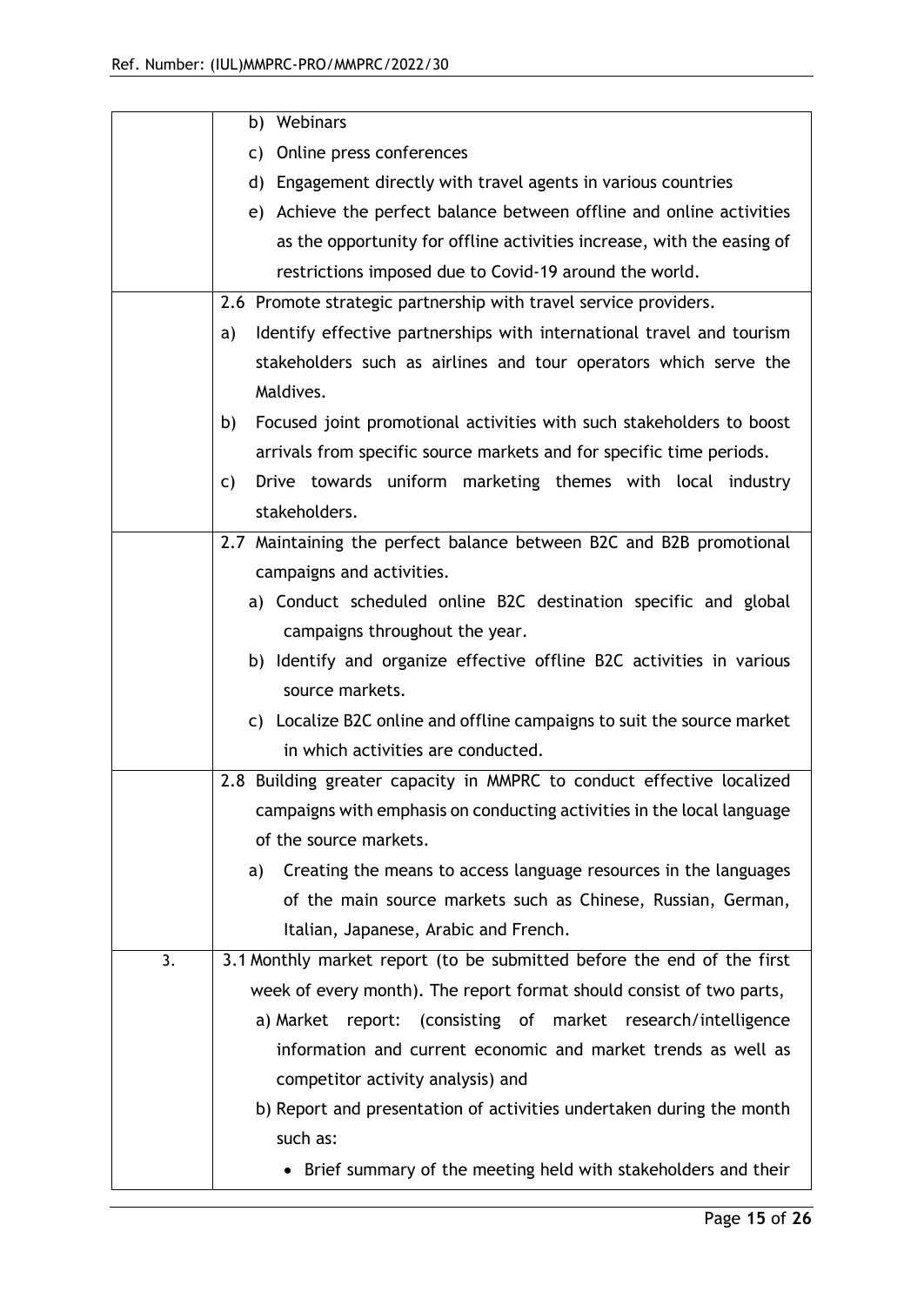| | |
|---|---|
| | b) Webinars<br>c) Online press conferences<br>d) Engagement directly with travel agents in various countries<br>e) Achieve the perfect balance between offline and online activities as the opportunity for offline activities increase, with the easing of restrictions imposed due to Covid-19 around the world. |
| | 2.6 Promote strategic partnership with travel service providers.<br>a) Identify effective partnerships with international travel and tourism stakeholders such as airlines and tour operators which serve the Maldives.<br>b) Focused joint promotional activities with such stakeholders to boost arrivals from specific source markets and for specific time periods.<br>c) Drive towards uniform marketing themes with local industry stakeholders. |
| | 2.7 Maintaining the perfect balance between B2C and B2B promotional campaigns and activities.<br>a) Conduct scheduled online B2C destination specific and global campaigns throughout the year.<br>b) Identify and organize effective offline B2C activities in various source markets.<br>c) Localize B2C online and offline campaigns to suit the source market in which activities are conducted. |
| | 2.8 Building greater capacity in MMPRC to conduct effective localized campaigns with emphasis on conducting activities in the local language of the source markets.<br>a) Creating the means to access language resources in the languages of the main source markets such as Chinese, Russian, German, Italian, Japanese, Arabic and French. |
| 3. | 3.1 Monthly market report (to be submitted before the end of the first week of every month). The report format should consist of two parts,<br>a) Market report: (consisting of market research/intelligence information and current economic and market trends as well as competitor activity analysis) and<br>b) Report and presentation of activities undertaken during the month such as:<br>• Brief summary of the meeting held with stakeholders and their |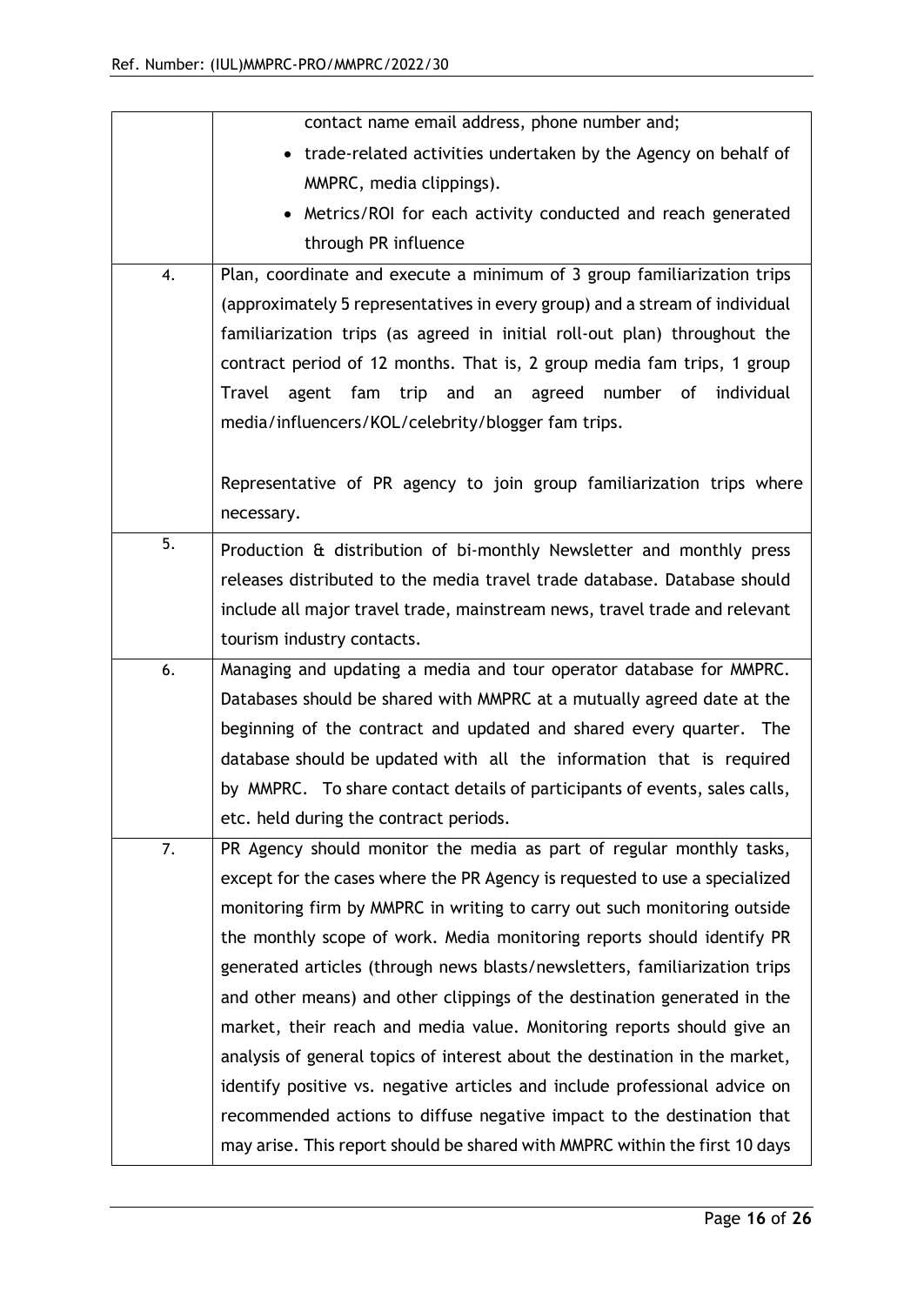| | |
|---|---|
| | contact name email address, phone number and;<br>• trade-related activities undertaken by the Agency on behalf of MMPRC, media clippings).<br>• Metrics/ROI for each activity conducted and reach generated through PR influence |
| 4. | Plan, coordinate and execute a minimum of 3 group familiarization trips (approximately 5 representatives in every group) and a stream of individual familiarization trips (as agreed in initial roll-out plan) throughout the contract period of 12 months. That is, 2 group media fam trips, 1 group Travel agent fam trip and an agreed number of individual media/influencers/KOL/celebrity/blogger fam trips.<br><br>Representative of PR agency to join group familiarization trips where necessary. |
| 5. | Production & distribution of bi-monthly Newsletter and monthly press releases distributed to the media travel trade database. Database should include all major travel trade, mainstream news, travel trade and relevant tourism industry contacts. |
| 6. | Managing and updating a media and tour operator database for MMPRC. Databases should be shared with MMPRC at a mutually agreed date at the beginning of the contract and updated and shared every quarter. The database should be updated with all the information that is required by MMPRC. To share contact details of participants of events, sales calls, etc. held during the contract periods. |
| 7. | PR Agency should monitor the media as part of regular monthly tasks, except for the cases where the PR Agency is requested to use a specialized monitoring firm by MMPRC in writing to carry out such monitoring outside the monthly scope of work. Media monitoring reports should identify PR generated articles (through news blasts/newsletters, familiarization trips and other means) and other clippings of the destination generated in the market, their reach and media value. Monitoring reports should give an analysis of general topics of interest about the destination in the market, identify positive vs. negative articles and include professional advice on recommended actions to diffuse negative impact to the destination that may arise. This report should be shared with MMPRC within the first 10 days |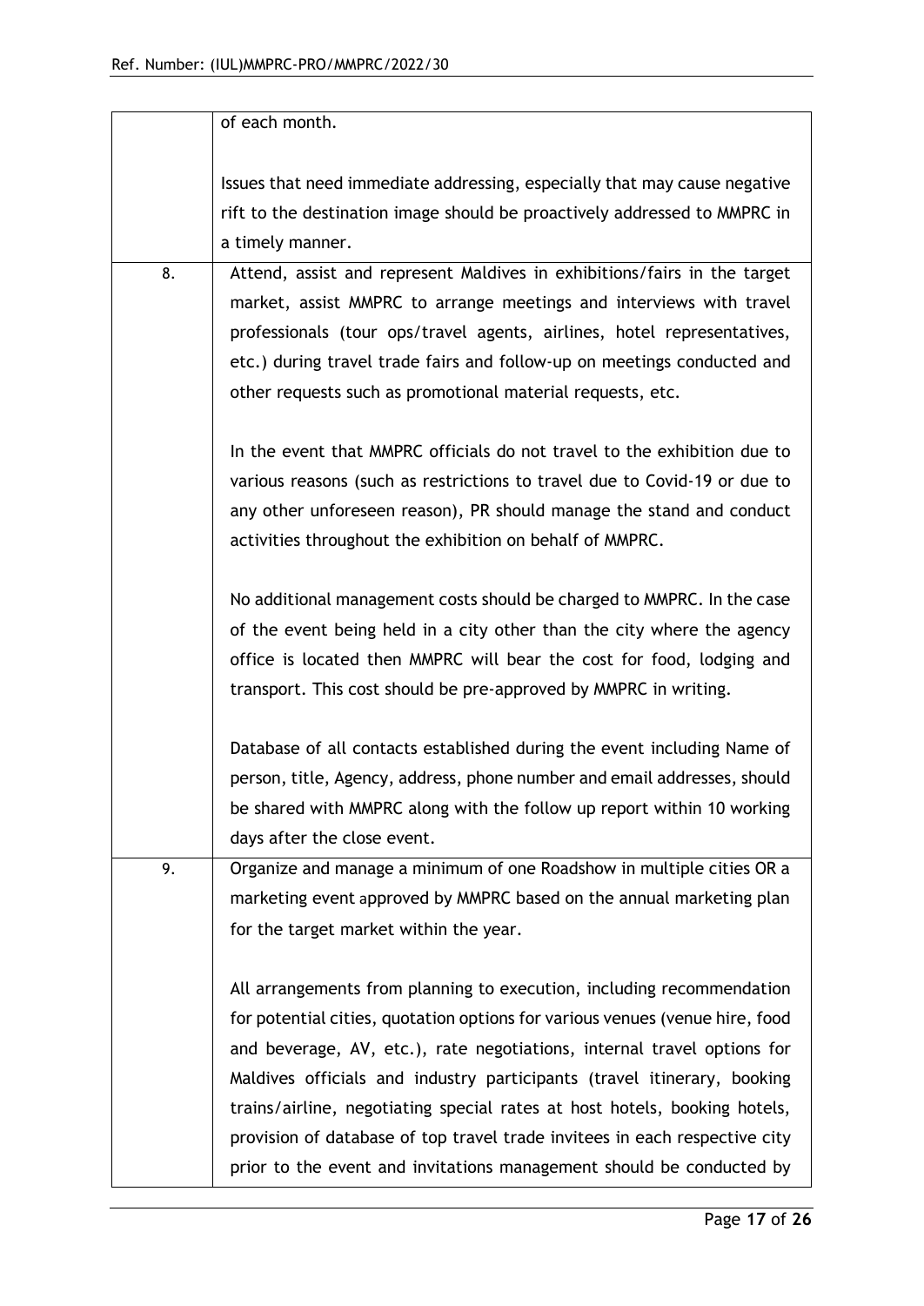|  |  |
| --- | --- |
|  | of each month.<br><br>Issues that need immediate addressing, especially that may cause negative rift to the destination image should be proactively addressed to MMPRC in a timely manner. |
| 8. | Attend, assist and represent Maldives in exhibitions/fairs in the target market, assist MMPRC to arrange meetings and interviews with travel professionals (tour ops/travel agents, airlines, hotel representatives, etc.) during travel trade fairs and follow-up on meetings conducted and other requests such as promotional material requests, etc.<br><br>In the event that MMPRC officials do not travel to the exhibition due to various reasons (such as restrictions to travel due to Covid-19 or due to any other unforeseen reason), PR should manage the stand and conduct activities throughout the exhibition on behalf of MMPRC.<br><br>No additional management costs should be charged to MMPRC. In the case of the event being held in a city other than the city where the agency office is located then MMPRC will bear the cost for food, lodging and transport. This cost should be pre-approved by MMPRC in writing.<br><br>Database of all contacts established during the event including Name of person, title, Agency, address, phone number and email addresses, should be shared with MMPRC along with the follow up report within 10 working days after the close event. |
| 9. | Organize and manage a minimum of one Roadshow in multiple cities OR a marketing event approved by MMPRC based on the annual marketing plan for the target market within the year.<br><br>All arrangements from planning to execution, including recommendation for potential cities, quotation options for various venues (venue hire, food and beverage, AV, etc.), rate negotiations, internal travel options for Maldives officials and industry participants (travel itinerary, booking trains/airline, negotiating special rates at host hotels, booking hotels, provision of database of top travel trade invitees in each respective city prior to the event and invitations management should be conducted by |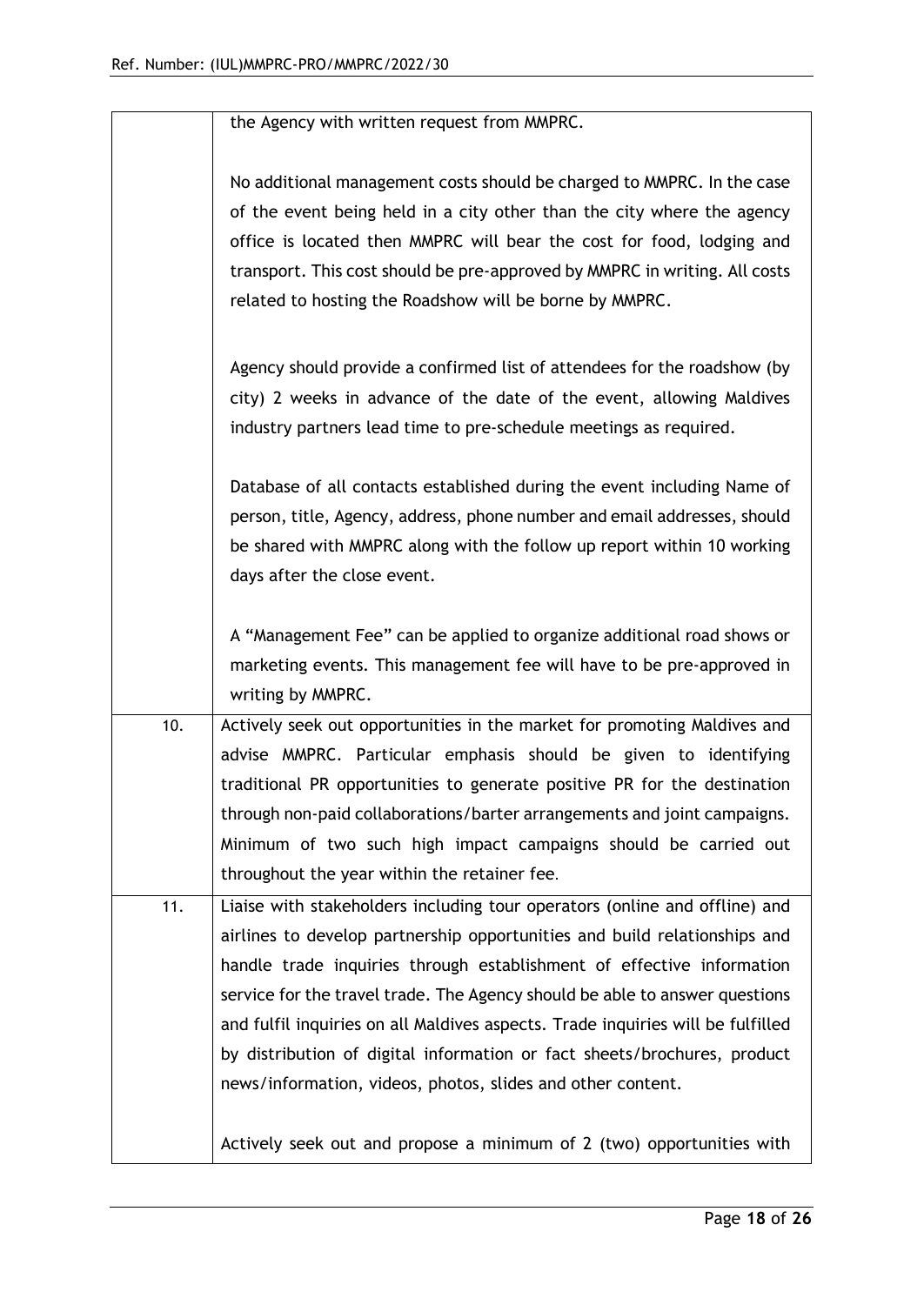| | |
|---|---|
| | the Agency with written request from MMPRC.<br><br>No additional management costs should be charged to MMPRC. In the case of the event being held in a city other than the city where the agency office is located then MMPRC will bear the cost for food, lodging and transport. This cost should be pre-approved by MMPRC in writing. All costs related to hosting the Roadshow will be borne by MMPRC.<br><br>Agency should provide a confirmed list of attendees for the roadshow (by city) 2 weeks in advance of the date of the event, allowing Maldives industry partners lead time to pre-schedule meetings as required.<br><br>Database of all contacts established during the event including Name of person, title, Agency, address, phone number and email addresses, should be shared with MMPRC along with the follow up report within 10 working days after the close event.<br><br>A "Management Fee" can be applied to organize additional road shows or marketing events. This management fee will have to be pre-approved in writing by MMPRC. |
| 10. | Actively seek out opportunities in the market for promoting Maldives and advise MMPRC. Particular emphasis should be given to identifying traditional PR opportunities to generate positive PR for the destination through non-paid collaborations/barter arrangements and joint campaigns. Minimum of two such high impact campaigns should be carried out throughout the year within the retainer fee. |
| 11. | Liaise with stakeholders including tour operators (online and offline) and airlines to develop partnership opportunities and build relationships and handle trade inquiries through establishment of effective information service for the travel trade. The Agency should be able to answer questions and fulfil inquiries on all Maldives aspects. Trade inquiries will be fulfilled by distribution of digital information or fact sheets/brochures, product news/information, videos, photos, slides and other content.<br><br>Actively seek out and propose a minimum of 2 (two) opportunities with |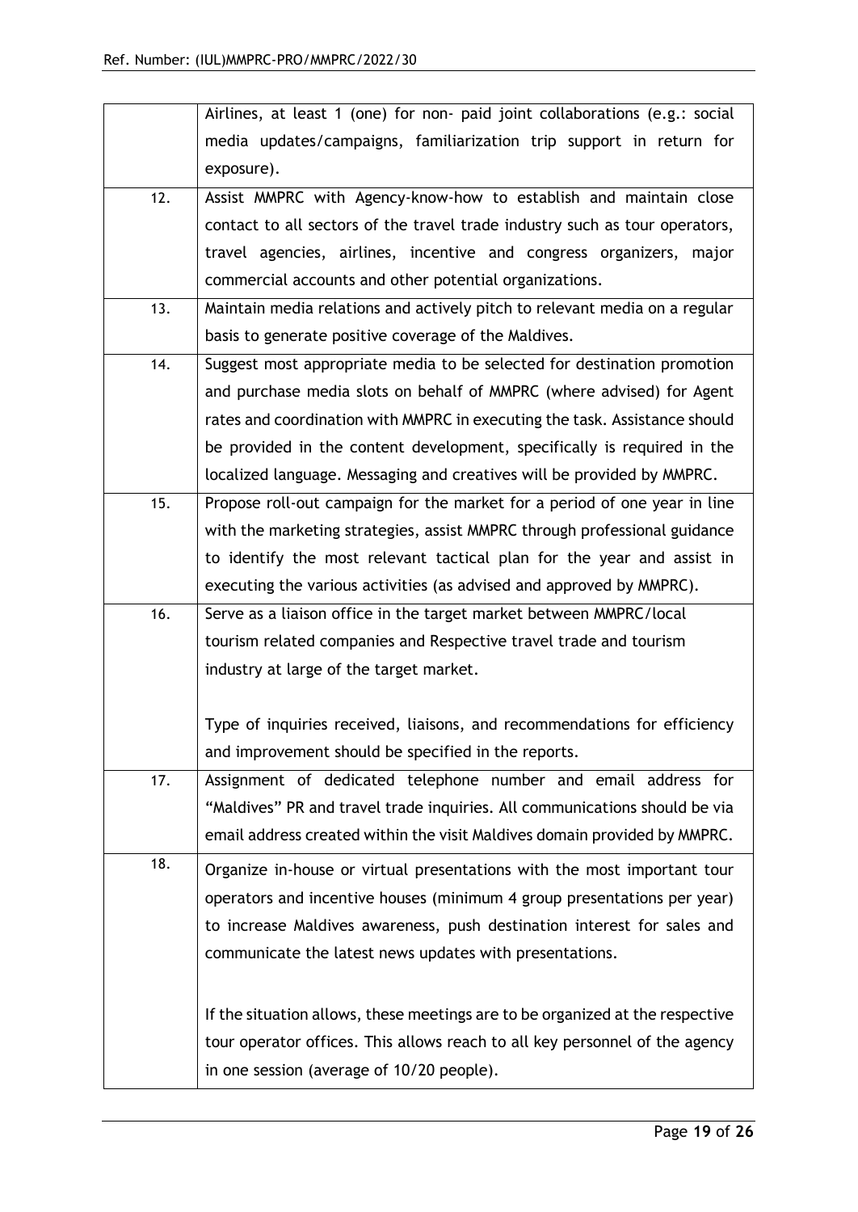| | |
|---|---|
| | Airlines, at least 1 (one) for non- paid joint collaborations (e.g.: social media updates/campaigns, familiarization trip support in return for exposure). |
| 12. | Assist MMPRC with Agency-know-how to establish and maintain close contact to all sectors of the travel trade industry such as tour operators, travel agencies, airlines, incentive and congress organizers, major commercial accounts and other potential organizations. |
| 13. | Maintain media relations and actively pitch to relevant media on a regular basis to generate positive coverage of the Maldives. |
| 14. | Suggest most appropriate media to be selected for destination promotion and purchase media slots on behalf of MMPRC (where advised) for Agent rates and coordination with MMPRC in executing the task. Assistance should be provided in the content development, specifically is required in the localized language. Messaging and creatives will be provided by MMPRC. |
| 15. | Propose roll-out campaign for the market for a period of one year in line with the marketing strategies, assist MMPRC through professional guidance to identify the most relevant tactical plan for the year and assist in executing the various activities (as advised and approved by MMPRC). |
| 16. | Serve as a liaison office in the target market between MMPRC/local tourism related companies and Respective travel trade and tourism industry at large of the target market.<br><br>Type of inquiries received, liaisons, and recommendations for efficiency and improvement should be specified in the reports. |
| 17. | Assignment of dedicated telephone number and email address for "Maldives" PR and travel trade inquiries. All communications should be via email address created within the visit Maldives domain provided by MMPRC. |
| 18. | Organize in-house or virtual presentations with the most important tour operators and incentive houses (minimum 4 group presentations per year) to increase Maldives awareness, push destination interest for sales and communicate the latest news updates with presentations.<br><br>If the situation allows, these meetings are to be organized at the respective tour operator offices. This allows reach to all key personnel of the agency in one session (average of 10/20 people). |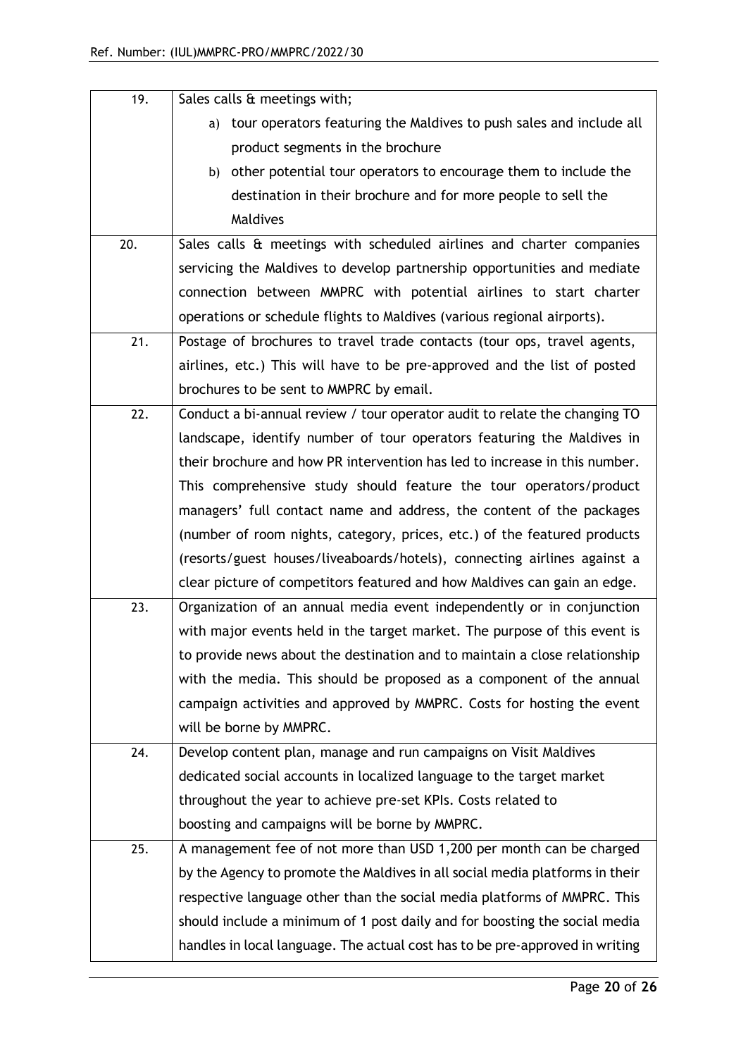| | |
|---|---|
| 19. | Sales calls & meetings with;<br>a) tour operators featuring the Maldives to push sales and include all product segments in the brochure<br>b) other potential tour operators to encourage them to include the destination in their brochure and for more people to sell the Maldives |
| 20. | Sales calls & meetings with scheduled airlines and charter companies servicing the Maldives to develop partnership opportunities and mediate connection between MMPRC with potential airlines to start charter operations or schedule flights to Maldives (various regional airports). |
| 21. | Postage of brochures to travel trade contacts (tour ops, travel agents, airlines, etc.) This will have to be pre-approved and the list of posted brochures to be sent to MMPRC by email. |
| 22. | Conduct a bi-annual review / tour operator audit to relate the changing TO landscape, identify number of tour operators featuring the Maldives in their brochure and how PR intervention has led to increase in this number. This comprehensive study should feature the tour operators/product managers' full contact name and address, the content of the packages (number of room nights, category, prices, etc.) of the featured products (resorts/guest houses/liveaboards/hotels), connecting airlines against a clear picture of competitors featured and how Maldives can gain an edge. |
| 23. | Organization of an annual media event independently or in conjunction with major events held in the target market. The purpose of this event is to provide news about the destination and to maintain a close relationship with the media. This should be proposed as a component of the annual campaign activities and approved by MMPRC. Costs for hosting the event will be borne by MMPRC. |
| 24. | Develop content plan, manage and run campaigns on Visit Maldives dedicated social accounts in localized language to the target market throughout the year to achieve pre-set KPIs. Costs related to boosting and campaigns will be borne by MMPRC. |
| 25. | A management fee of not more than USD 1,200 per month can be charged by the Agency to promote the Maldives in all social media platforms in their respective language other than the social media platforms of MMPRC. This should include a minimum of 1 post daily and for boosting the social media handles in local language. The actual cost has to be pre-approved in writing |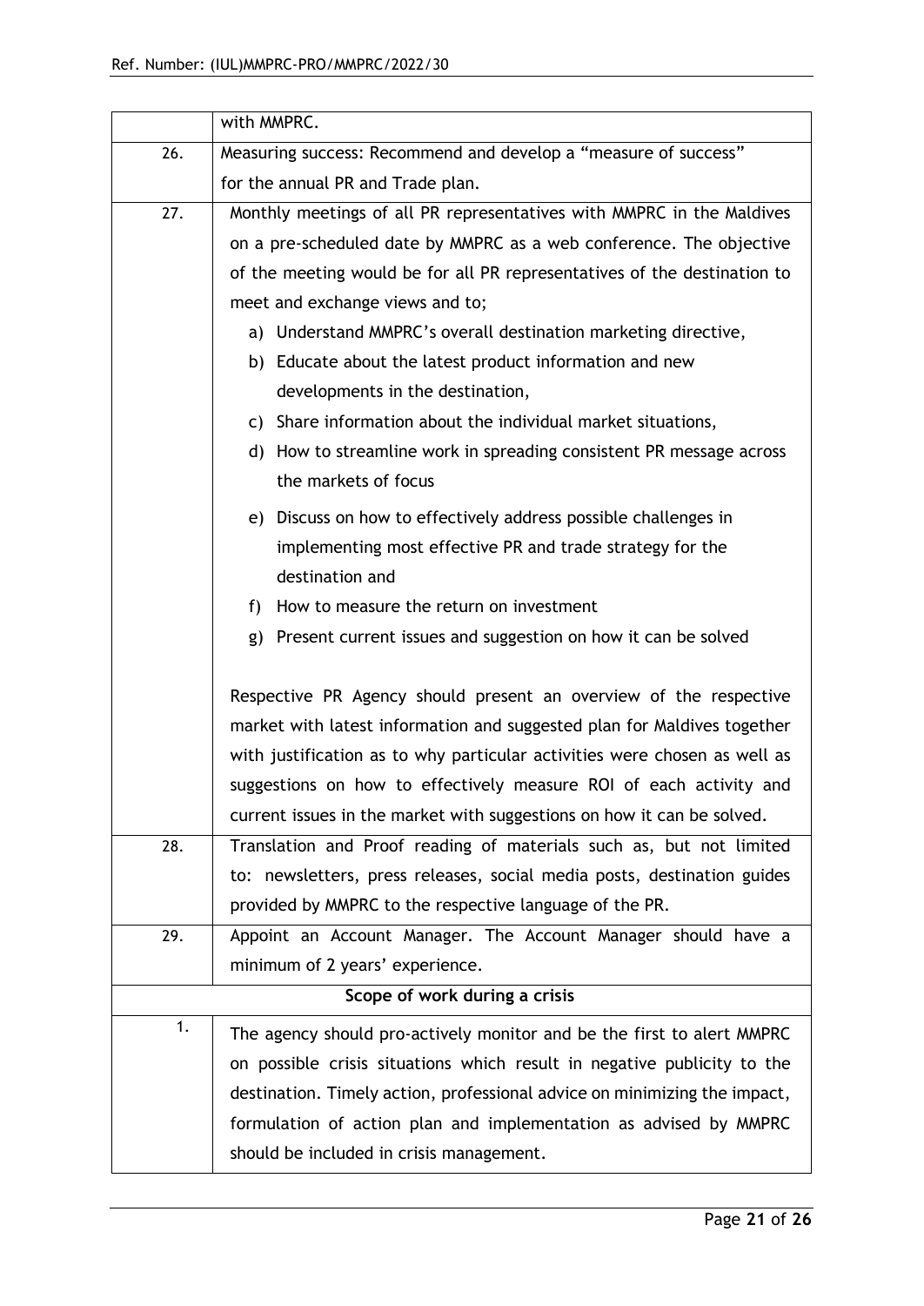|  |  |
| --- | --- |
|  | with MMPRC. |
| 26. | Measuring success: Recommend and develop a "measure of success" for the annual PR and Trade plan. |
| 27. | Monthly meetings of all PR representatives with MMPRC in the Maldives on a pre-scheduled date by MMPRC as a web conference. The objective of the meeting would be for all PR representatives of the destination to meet and exchange views and to;<br>a) Understand MMPRC's overall destination marketing directive,<br>b) Educate about the latest product information and new developments in the destination,<br>c) Share information about the individual market situations,<br>d) How to streamline work in spreading consistent PR message across the markets of focus<br>e) Discuss on how to effectively address possible challenges in implementing most effective PR and trade strategy for the destination and<br>f) How to measure the return on investment<br>g) Present current issues and suggestion on how it can be solved<br><br>Respective PR Agency should present an overview of the respective market with latest information and suggested plan for Maldives together with justification as to why particular activities were chosen as well as suggestions on how to effectively measure ROI of each activity and current issues in the market with suggestions on how it can be solved. |
| 28. | Translation and Proof reading of materials such as, but not limited to: newsletters, press releases, social media posts, destination guides provided by MMPRC to the respective language of the PR. |
| 29. | Appoint an Account Manager. The Account Manager should have a minimum of 2 years' experience. |
| **Scope of work during a crisis** |  |
| 1. | The agency should pro-actively monitor and be the first to alert MMPRC on possible crisis situations which result in negative publicity to the destination. Timely action, professional advice on minimizing the impact, formulation of action plan and implementation as advised by MMPRC should be included in crisis management. |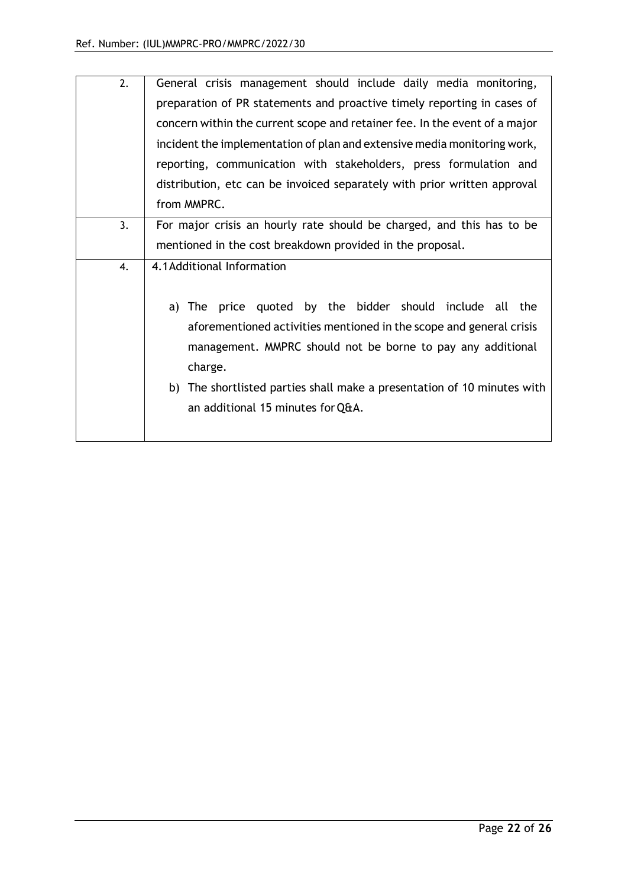| | |
|---|---|
| 2. | General crisis management should include daily media monitoring, preparation of PR statements and proactive timely reporting in cases of concern within the current scope and retainer fee. In the event of a major incident the implementation of plan and extensive media monitoring work, reporting, communication with stakeholders, press formulation and distribution, etc can be invoiced separately with prior written approval from MMPRC. |
| 3. | For major crisis an hourly rate should be charged, and this has to be mentioned in the cost breakdown provided in the proposal. |
| 4. | 4.1Additional Information<br><br>a) The price quoted by the bidder should include all the aforementioned activities mentioned in the scope and general crisis management. MMPRC should not be borne to pay any additional charge.<br>b) The shortlisted parties shall make a presentation of 10 minutes with an additional 15 minutes for Q&A. |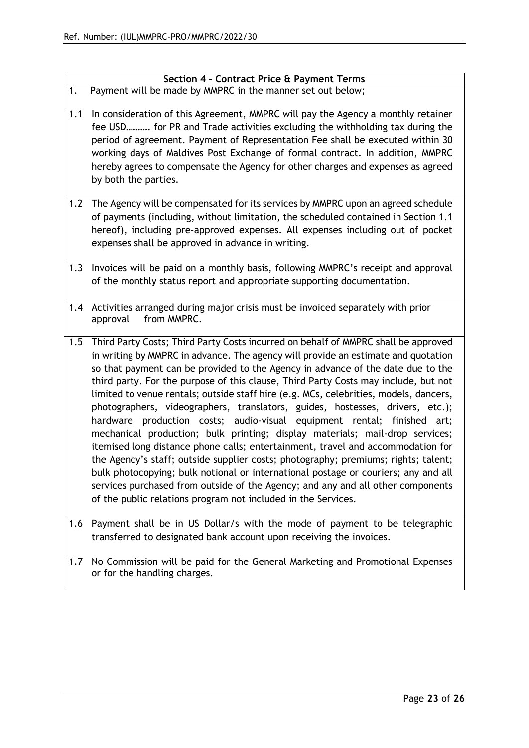| Section 4 – Contract Price & Payment Terms | |
|---|---|
| 1. | Payment will be made by MMPRC in the manner set out below; |
| 1.1 | In consideration of this Agreement, MMPRC will pay the Agency a monthly retainer fee USD………. for PR and Trade activities excluding the withholding tax during the period of agreement. Payment of Representation Fee shall be executed within 30 working days of Maldives Post Exchange of formal contract. In addition, MMPRC hereby agrees to compensate the Agency for other charges and expenses as agreed by both the parties. |
| 1.2 | The Agency will be compensated for its services by MMPRC upon an agreed schedule of payments (including, without limitation, the scheduled contained in Section 1.1 hereof), including pre-approved expenses. All expenses including out of pocket expenses shall be approved in advance in writing. |
| 1.3 | Invoices will be paid on a monthly basis, following MMPRC's receipt and approval of the monthly status report and appropriate supporting documentation. |
| 1.4 | Activities arranged during major crisis must be invoiced separately with prior approval from MMPRC. |
| 1.5 | Third Party Costs; Third Party Costs incurred on behalf of MMPRC shall be approved in writing by MMPRC in advance. The agency will provide an estimate and quotation so that payment can be provided to the Agency in advance of the date due to the third party. For the purpose of this clause, Third Party Costs may include, but not limited to venue rentals; outside staff hire (e.g. MCs, celebrities, models, dancers, photographers, videographers, translators, guides, hostesses, drivers, etc.); hardware production costs; audio-visual equipment rental; finished art; mechanical production; bulk printing; display materials; mail-drop services; itemised long distance phone calls; entertainment, travel and accommodation for the Agency's staff; outside supplier costs; photography; premiums; rights; talent; bulk photocopying; bulk notional or international postage or couriers; any and all services purchased from outside of the Agency; and any and all other components of the public relations program not included in the Services. |
| 1.6 | Payment shall be in US Dollar/s with the mode of payment to be telegraphic transferred to designated bank account upon receiving the invoices. |
| 1.7 | No Commission will be paid for the General Marketing and Promotional Expenses or for the handling charges. |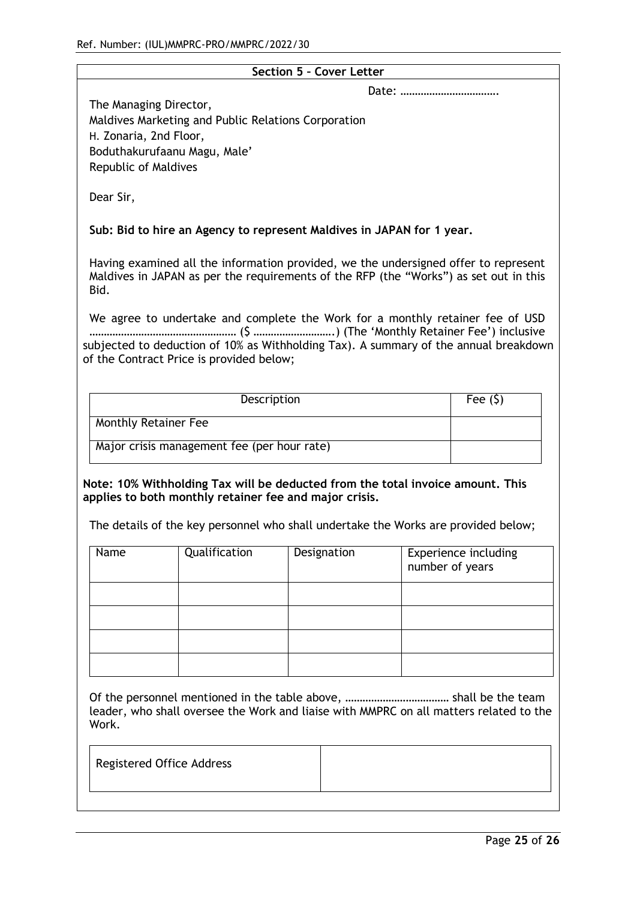## Section 5 – Cover Letter

Date: …………………………….

The Managing Director,
Maldives Marketing and Public Relations Corporation
H. Zonaria, 2nd Floor,
Boduthakurufaanu Magu, Male'
Republic of Maldives

Dear Sir,

**Sub: Bid to hire an Agency to represent Maldives in JAPAN for 1 year.**

Having examined all the information provided, we the undersigned offer to represent Maldives in JAPAN as per the requirements of the RFP (the "Works") as set out in this Bid.

We agree to undertake and complete the Work for a monthly retainer fee of USD …………………………………………… ($ ……………………….) (The 'Monthly Retainer Fee') inclusive subjected to deduction of 10% as Withholding Tax). A summary of the annual breakdown of the Contract Price is provided below;

| Description | Fee ($) |
| --- | --- |
| Monthly Retainer Fee | |
| Major crisis management fee (per hour rate) | |

**Note: 10% Withholding Tax will be deducted from the total invoice amount. This applies to both monthly retainer fee and major crisis.**

The details of the key personnel who shall undertake the Works are provided below;

| Name | Qualification | Designation | Experience including number of years |
| --- | --- | --- | --- |
| | | | |
| | | | |
| | | | |
| | | | |

Of the personnel mentioned in the table above, ……………………………… shall be the team leader, who shall oversee the Work and liaise with MMPRC on all matters related to the Work.

| Registered Office Address | |
| --- | --- |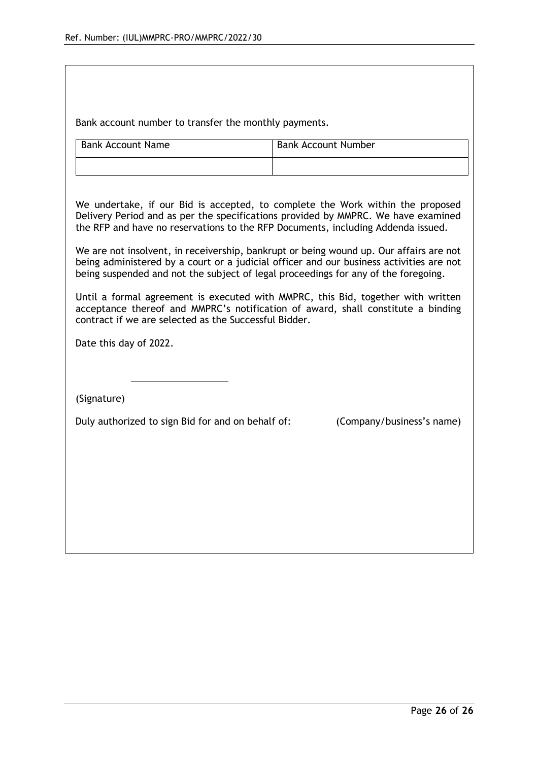Bank account number to transfer the monthly payments.

| Bank Account Name | Bank Account Number |
|---|---|
| | |

We undertake, if our Bid is accepted, to complete the Work within the proposed Delivery Period and as per the specifications provided by MMPRC. We have examined the RFP and have no reservations to the RFP Documents, including Addenda issued.

We are not insolvent, in receivership, bankrupt or being wound up. Our affairs are not being administered by a court or a judicial officer and our business activities are not being suspended and not the subject of legal proceedings for any of the foregoing.

Until a formal agreement is executed with MMPRC, this Bid, together with written acceptance thereof and MMPRC's notification of award, shall constitute a binding contract if we are selected as the Successful Bidder.

Date this day of 2022.

\_\_\_\_\_\_\_\_\_\_\_\_\_\_\_\_\_\_\_\_

(Signature)

Duly authorized to sign Bid for and on behalf of: (Company/business's name)